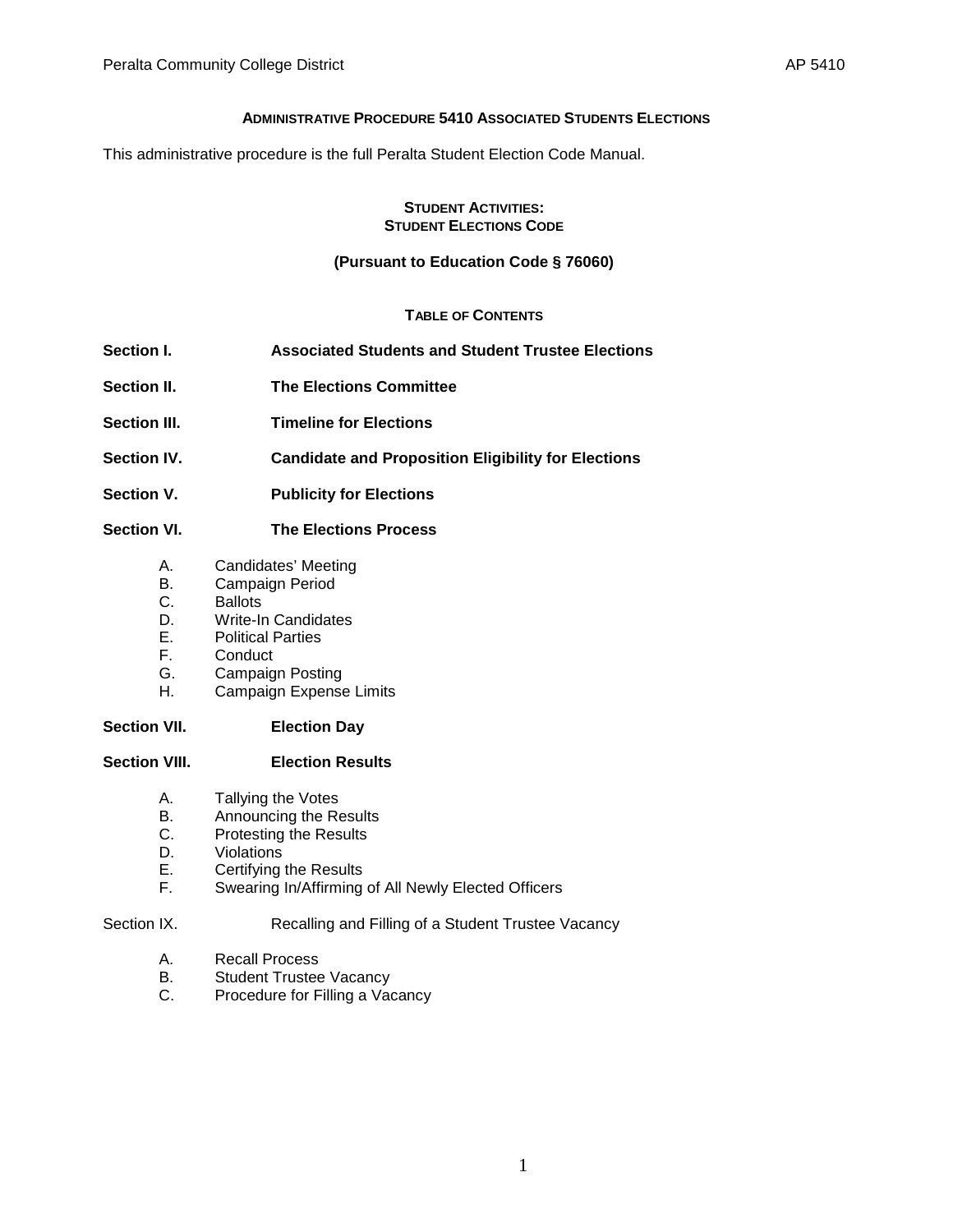# ADMINISTRATIVE PROCEDURE 5410 ASSOCIATED STUDENTS ELECTIONS

This administrative procedure is the full Peralta Student Election Code Manual.

## STUDENT ACTIVITIES: STUDENT ELECTIONS CODE

**(Pursuant to Education Code § 76060)**

### TABLE OF CONTENTS

**Section I.** **Associated Students and Student Trustee Elections**

**Section II.** **The Elections Committee**

**Section III.** **Timeline for Elections**

**Section IV.** **Candidate and Proposition Eligibility for Elections**

**Section V.** **Publicity for Elections**

**Section VI.** **The Elections Process**

- A. Candidates' Meeting
- B. Campaign Period
- C. Ballots
- D. Write-In Candidates
- E. Political Parties
- F. Conduct
- G. Campaign Posting
- H. Campaign Expense Limits

**Section VII.** **Election Day**

**Section VIII.** **Election Results**

- A. Tallying the Votes
- B. Announcing the Results
- C. Protesting the Results
- D. Violations
- E. Certifying the Results
- F. Swearing In/Affirming of All Newly Elected Officers

Section IX. Recalling and Filling of a Student Trustee Vacancy

- A. Recall Process
- B. Student Trustee Vacancy
- C. Procedure for Filling a Vacancy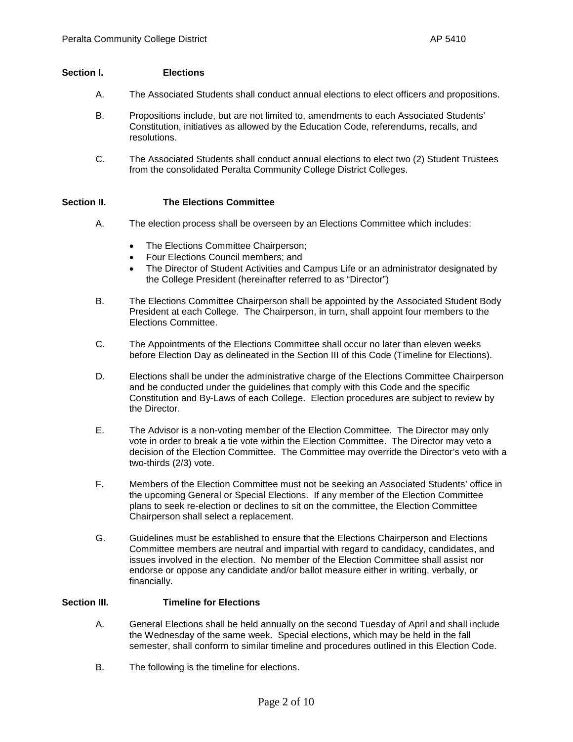## Section I. Elections

A. The Associated Students shall conduct annual elections to elect officers and propositions.

B. Propositions include, but are not limited to, amendments to each Associated Students' Constitution, initiatives as allowed by the Education Code, referendums, recalls, and resolutions.

C. The Associated Students shall conduct annual elections to elect two (2) Student Trustees from the consolidated Peralta Community College District Colleges.

## Section II. The Elections Committee

A. The election process shall be overseen by an Elections Committee which includes:

- The Elections Committee Chairperson;
- Four Elections Council members; and
- The Director of Student Activities and Campus Life or an administrator designated by the College President (hereinafter referred to as "Director")

B. The Elections Committee Chairperson shall be appointed by the Associated Student Body President at each College. The Chairperson, in turn, shall appoint four members to the Elections Committee.

C. The Appointments of the Elections Committee shall occur no later than eleven weeks before Election Day as delineated in the Section III of this Code (Timeline for Elections).

D. Elections shall be under the administrative charge of the Elections Committee Chairperson and be conducted under the guidelines that comply with this Code and the specific Constitution and By-Laws of each College. Election procedures are subject to review by the Director.

E. The Advisor is a non-voting member of the Election Committee. The Director may only vote in order to break a tie vote within the Election Committee. The Director may veto a decision of the Election Committee. The Committee may override the Director's veto with a two-thirds (2/3) vote.

F. Members of the Election Committee must not be seeking an Associated Students' office in the upcoming General or Special Elections. If any member of the Election Committee plans to seek re-election or declines to sit on the committee, the Election Committee Chairperson shall select a replacement.

G. Guidelines must be established to ensure that the Elections Chairperson and Elections Committee members are neutral and impartial with regard to candidacy, candidates, and issues involved in the election. No member of the Election Committee shall assist nor endorse or oppose any candidate and/or ballot measure either in writing, verbally, or financially.

## Section III. Timeline for Elections

A. General Elections shall be held annually on the second Tuesday of April and shall include the Wednesday of the same week. Special elections, which may be held in the fall semester, shall conform to similar timeline and procedures outlined in this Election Code.

B. The following is the timeline for elections.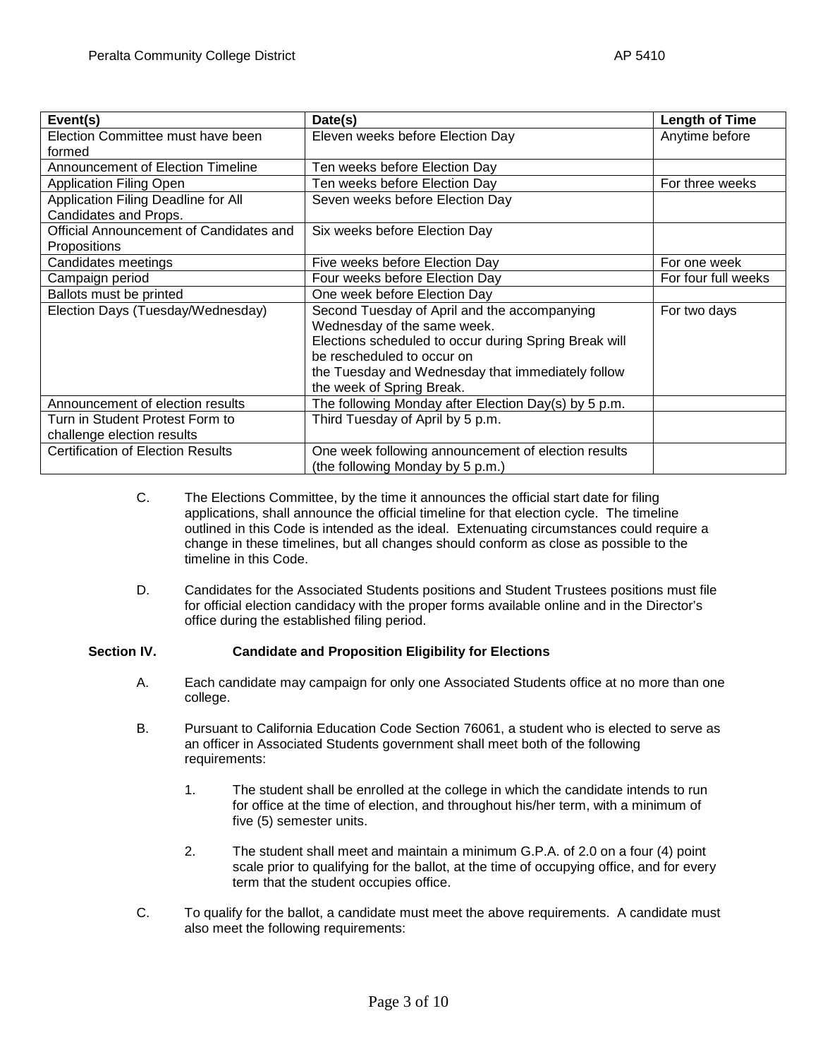| Event(s) | Date(s) | Length of Time |
| --- | --- | --- |
| Election Committee must have been formed | Eleven weeks before Election Day | Anytime before |
| Announcement of Election Timeline | Ten weeks before Election Day | |
| Application Filing Open | Ten weeks before Election Day | For three weeks |
| Application Filing Deadline for All Candidates and Props. | Seven weeks before Election Day | |
| Official Announcement of Candidates and Propositions | Six weeks before Election Day | |
| Candidates meetings | Five weeks before Election Day | For one week |
| Campaign period | Four weeks before Election Day | For four full weeks |
| Ballots must be printed | One week before Election Day | |
| Election Days (Tuesday/Wednesday) | Second Tuesday of April and the accompanying Wednesday of the same week. Elections scheduled to occur during Spring Break will be rescheduled to occur on the Tuesday and Wednesday that immediately follow the week of Spring Break. | For two days |
| Announcement of election results | The following Monday after Election Day(s) by 5 p.m. | |
| Turn in Student Protest Form to challenge election results | Third Tuesday of April by 5 p.m. | |
| Certification of Election Results | One week following announcement of election results (the following Monday by 5 p.m.) | |

C. The Elections Committee, by the time it announces the official start date for filing applications, shall announce the official timeline for that election cycle. The timeline outlined in this Code is intended as the ideal. Extenuating circumstances could require a change in these timelines, but all changes should conform as close as possible to the timeline in this Code.

D. Candidates for the Associated Students positions and Student Trustees positions must file for official election candidacy with the proper forms available online and in the Director's office during the established filing period.

## Section IV. Candidate and Proposition Eligibility for Elections

A. Each candidate may campaign for only one Associated Students office at no more than one college.

B. Pursuant to California Education Code Section 76061, a student who is elected to serve as an officer in Associated Students government shall meet both of the following requirements:

1. The student shall be enrolled at the college in which the candidate intends to run for office at the time of election, and throughout his/her term, with a minimum of five (5) semester units.

2. The student shall meet and maintain a minimum G.P.A. of 2.0 on a four (4) point scale prior to qualifying for the ballot, at the time of occupying office, and for every term that the student occupies office.

C. To qualify for the ballot, a candidate must meet the above requirements. A candidate must also meet the following requirements: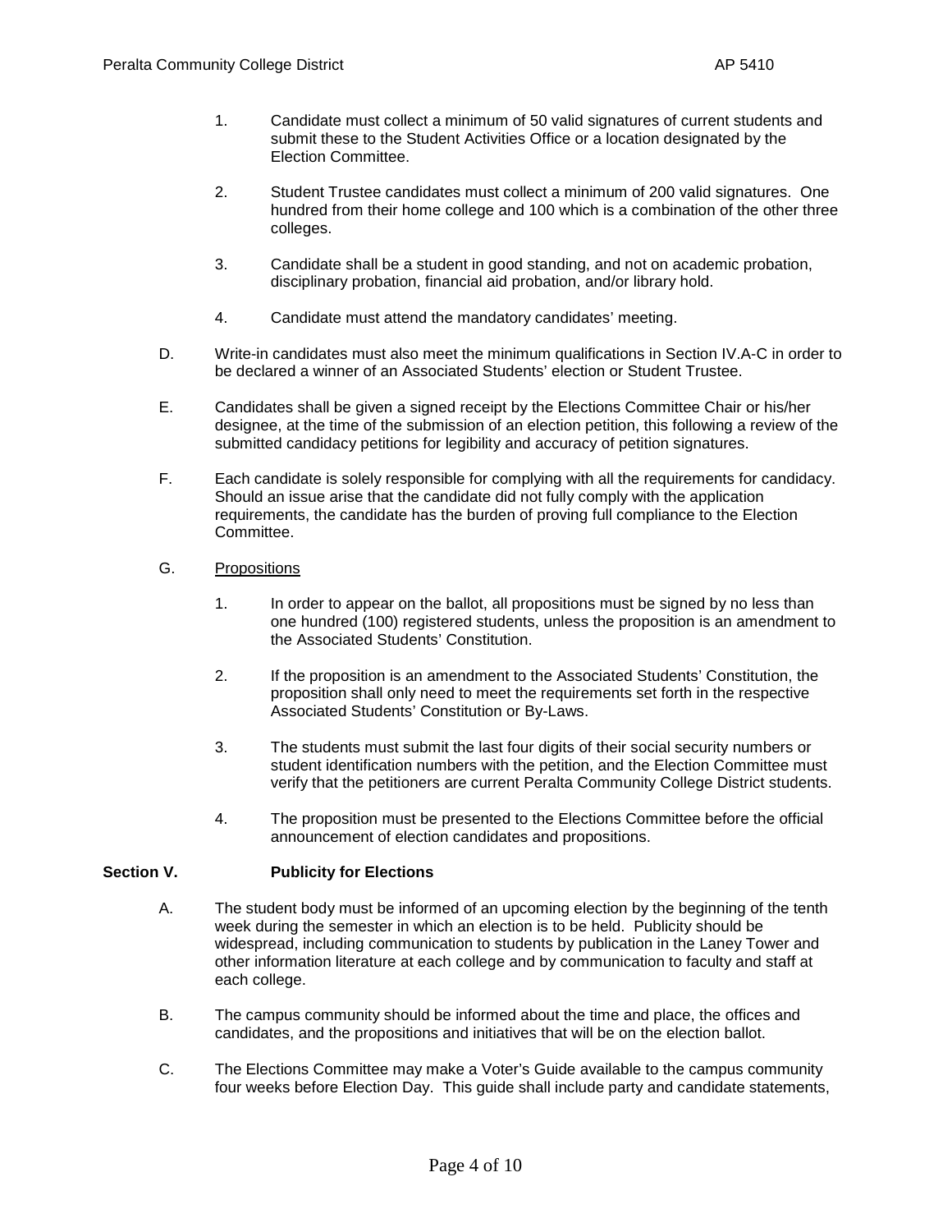1. Candidate must collect a minimum of 50 valid signatures of current students and submit these to the Student Activities Office or a location designated by the Election Committee.

2. Student Trustee candidates must collect a minimum of 200 valid signatures. One hundred from their home college and 100 which is a combination of the other three colleges.

3. Candidate shall be a student in good standing, and not on academic probation, disciplinary probation, financial aid probation, and/or library hold.

4. Candidate must attend the mandatory candidates' meeting.

D. Write-in candidates must also meet the minimum qualifications in Section IV.A-C in order to be declared a winner of an Associated Students' election or Student Trustee.

E. Candidates shall be given a signed receipt by the Elections Committee Chair or his/her designee, at the time of the submission of an election petition, this following a review of the submitted candidacy petitions for legibility and accuracy of petition signatures.

F. Each candidate is solely responsible for complying with all the requirements for candidacy. Should an issue arise that the candidate did not fully comply with the application requirements, the candidate has the burden of proving full compliance to the Election Committee.

G. Propositions

1. In order to appear on the ballot, all propositions must be signed by no less than one hundred (100) registered students, unless the proposition is an amendment to the Associated Students' Constitution.

2. If the proposition is an amendment to the Associated Students' Constitution, the proposition shall only need to meet the requirements set forth in the respective Associated Students' Constitution or By-Laws.

3. The students must submit the last four digits of their social security numbers or student identification numbers with the petition, and the Election Committee must verify that the petitioners are current Peralta Community College District students.

4. The proposition must be presented to the Elections Committee before the official announcement of election candidates and propositions.

## Section V. Publicity for Elections

A. The student body must be informed of an upcoming election by the beginning of the tenth week during the semester in which an election is to be held. Publicity should be widespread, including communication to students by publication in the Laney Tower and other information literature at each college and by communication to faculty and staff at each college.

B. The campus community should be informed about the time and place, the offices and candidates, and the propositions and initiatives that will be on the election ballot.

C. The Elections Committee may make a Voter's Guide available to the campus community four weeks before Election Day. This guide shall include party and candidate statements,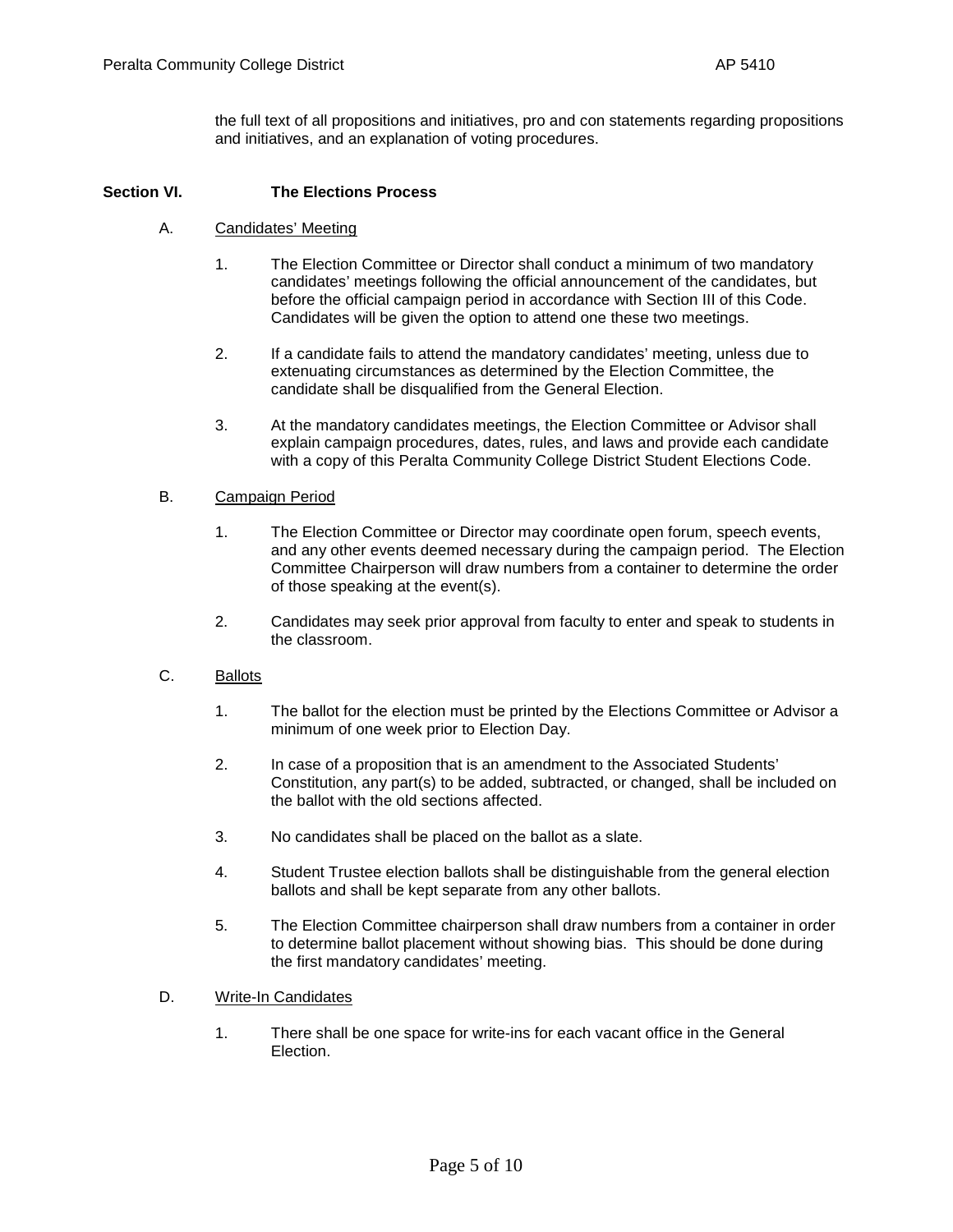the full text of all propositions and initiatives, pro and con statements regarding propositions and initiatives, and an explanation of voting procedures.

## Section VI. The Elections Process

A. Candidates' Meeting

1. The Election Committee or Director shall conduct a minimum of two mandatory candidates' meetings following the official announcement of the candidates, but before the official campaign period in accordance with Section III of this Code. Candidates will be given the option to attend one these two meetings.

2. If a candidate fails to attend the mandatory candidates' meeting, unless due to extenuating circumstances as determined by the Election Committee, the candidate shall be disqualified from the General Election.

3. At the mandatory candidates meetings, the Election Committee or Advisor shall explain campaign procedures, dates, rules, and laws and provide each candidate with a copy of this Peralta Community College District Student Elections Code.

B. Campaign Period

1. The Election Committee or Director may coordinate open forum, speech events, and any other events deemed necessary during the campaign period. The Election Committee Chairperson will draw numbers from a container to determine the order of those speaking at the event(s).

2. Candidates may seek prior approval from faculty to enter and speak to students in the classroom.

C. Ballots

1. The ballot for the election must be printed by the Elections Committee or Advisor a minimum of one week prior to Election Day.

2. In case of a proposition that is an amendment to the Associated Students' Constitution, any part(s) to be added, subtracted, or changed, shall be included on the ballot with the old sections affected.

3. No candidates shall be placed on the ballot as a slate.

4. Student Trustee election ballots shall be distinguishable from the general election ballots and shall be kept separate from any other ballots.

5. The Election Committee chairperson shall draw numbers from a container in order to determine ballot placement without showing bias. This should be done during the first mandatory candidates' meeting.

D. Write-In Candidates

1. There shall be one space for write-ins for each vacant office in the General Election.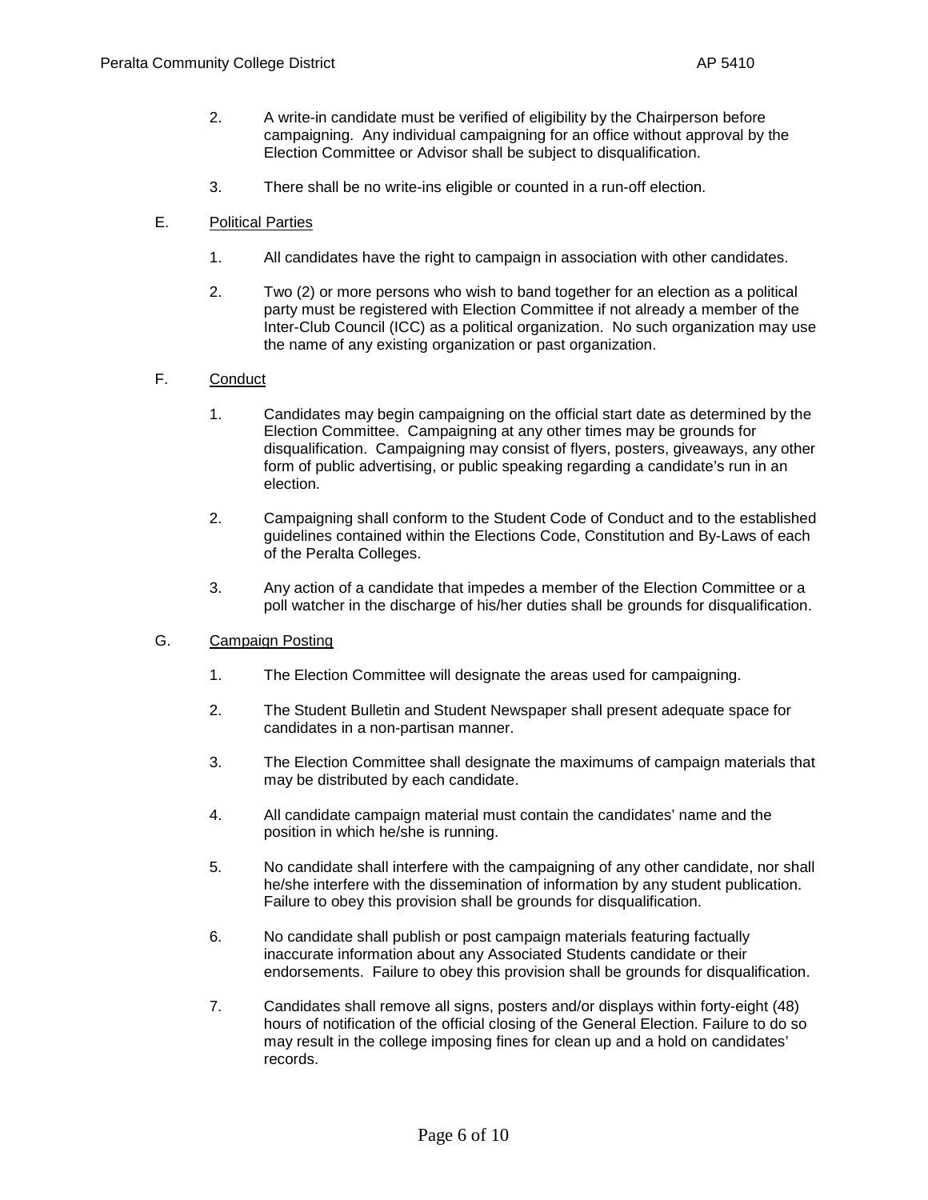2. A write-in candidate must be verified of eligibility by the Chairperson before campaigning. Any individual campaigning for an office without approval by the Election Committee or Advisor shall be subject to disqualification.

3. There shall be no write-ins eligible or counted in a run-off election.

E. <u>Political Parties</u>

1. All candidates have the right to campaign in association with other candidates.

2. Two (2) or more persons who wish to band together for an election as a political party must be registered with Election Committee if not already a member of the Inter-Club Council (ICC) as a political organization. No such organization may use the name of any existing organization or past organization.

F. <u>Conduct</u>

1. Candidates may begin campaigning on the official start date as determined by the Election Committee. Campaigning at any other times may be grounds for disqualification. Campaigning may consist of flyers, posters, giveaways, any other form of public advertising, or public speaking regarding a candidate's run in an election.

2. Campaigning shall conform to the Student Code of Conduct and to the established guidelines contained within the Elections Code, Constitution and By-Laws of each of the Peralta Colleges.

3. Any action of a candidate that impedes a member of the Election Committee or a poll watcher in the discharge of his/her duties shall be grounds for disqualification.

G. <u>Campaign Posting</u>

1. The Election Committee will designate the areas used for campaigning.

2. The Student Bulletin and Student Newspaper shall present adequate space for candidates in a non-partisan manner.

3. The Election Committee shall designate the maximums of campaign materials that may be distributed by each candidate.

4. All candidate campaign material must contain the candidates' name and the position in which he/she is running.

5. No candidate shall interfere with the campaigning of any other candidate, nor shall he/she interfere with the dissemination of information by any student publication. Failure to obey this provision shall be grounds for disqualification.

6. No candidate shall publish or post campaign materials featuring factually inaccurate information about any Associated Students candidate or their endorsements. Failure to obey this provision shall be grounds for disqualification.

7. Candidates shall remove all signs, posters and/or displays within forty-eight (48) hours of notification of the official closing of the General Election. Failure to do so may result in the college imposing fines for clean up and a hold on candidates' records.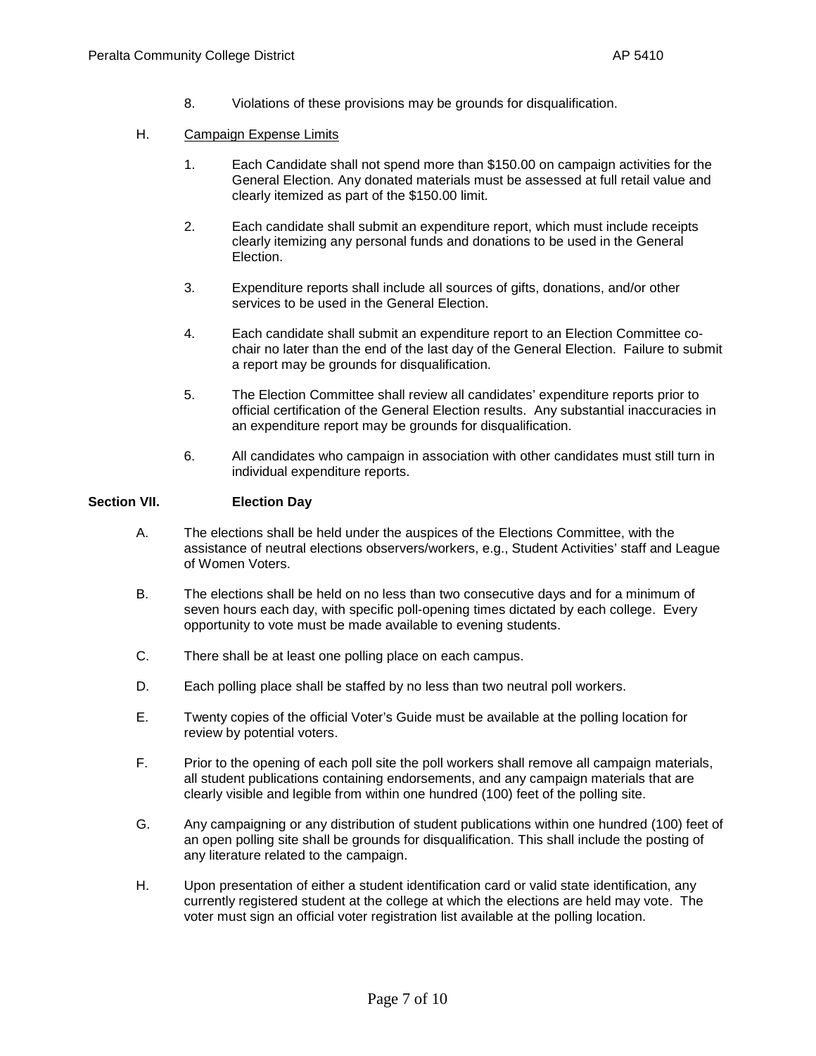8. Violations of these provisions may be grounds for disqualification.

H. Campaign Expense Limits

1. Each Candidate shall not spend more than $150.00 on campaign activities for the General Election. Any donated materials must be assessed at full retail value and clearly itemized as part of the $150.00 limit.

2. Each candidate shall submit an expenditure report, which must include receipts clearly itemizing any personal funds and donations to be used in the General Election.

3. Expenditure reports shall include all sources of gifts, donations, and/or other services to be used in the General Election.

4. Each candidate shall submit an expenditure report to an Election Committee co-chair no later than the end of the last day of the General Election. Failure to submit a report may be grounds for disqualification.

5. The Election Committee shall review all candidates' expenditure reports prior to official certification of the General Election results. Any substantial inaccuracies in an expenditure report may be grounds for disqualification.

6. All candidates who campaign in association with other candidates must still turn in individual expenditure reports.

## Section VII. Election Day

A. The elections shall be held under the auspices of the Elections Committee, with the assistance of neutral elections observers/workers, e.g., Student Activities' staff and League of Women Voters.

B. The elections shall be held on no less than two consecutive days and for a minimum of seven hours each day, with specific poll-opening times dictated by each college. Every opportunity to vote must be made available to evening students.

C. There shall be at least one polling place on each campus.

D. Each polling place shall be staffed by no less than two neutral poll workers.

E. Twenty copies of the official Voter's Guide must be available at the polling location for review by potential voters.

F. Prior to the opening of each poll site the poll workers shall remove all campaign materials, all student publications containing endorsements, and any campaign materials that are clearly visible and legible from within one hundred (100) feet of the polling site.

G. Any campaigning or any distribution of student publications within one hundred (100) feet of an open polling site shall be grounds for disqualification. This shall include the posting of any literature related to the campaign.

H. Upon presentation of either a student identification card or valid state identification, any currently registered student at the college at which the elections are held may vote. The voter must sign an official voter registration list available at the polling location.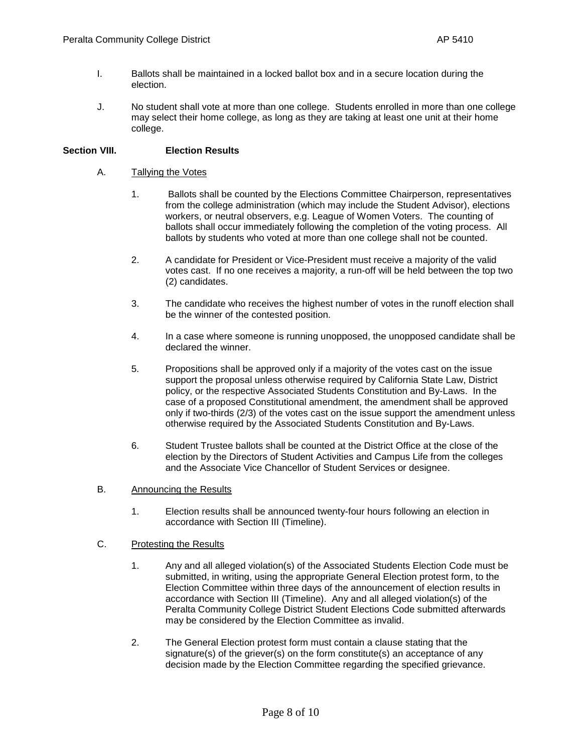I. Ballots shall be maintained in a locked ballot box and in a secure location during the election.

J. No student shall vote at more than one college. Students enrolled in more than one college may select their home college, as long as they are taking at least one unit at their home college.

## Section VIII. Election Results

A. Tallying the Votes

1. Ballots shall be counted by the Elections Committee Chairperson, representatives from the college administration (which may include the Student Advisor), elections workers, or neutral observers, e.g. League of Women Voters. The counting of ballots shall occur immediately following the completion of the voting process. All ballots by students who voted at more than one college shall not be counted.

2. A candidate for President or Vice-President must receive a majority of the valid votes cast. If no one receives a majority, a run-off will be held between the top two (2) candidates.

3. The candidate who receives the highest number of votes in the runoff election shall be the winner of the contested position.

4. In a case where someone is running unopposed, the unopposed candidate shall be declared the winner.

5. Propositions shall be approved only if a majority of the votes cast on the issue support the proposal unless otherwise required by California State Law, District policy, or the respective Associated Students Constitution and By-Laws. In the case of a proposed Constitutional amendment, the amendment shall be approved only if two-thirds (2/3) of the votes cast on the issue support the amendment unless otherwise required by the Associated Students Constitution and By-Laws.

6. Student Trustee ballots shall be counted at the District Office at the close of the election by the Directors of Student Activities and Campus Life from the colleges and the Associate Vice Chancellor of Student Services or designee.

B. Announcing the Results

1. Election results shall be announced twenty-four hours following an election in accordance with Section III (Timeline).

C. Protesting the Results

1. Any and all alleged violation(s) of the Associated Students Election Code must be submitted, in writing, using the appropriate General Election protest form, to the Election Committee within three days of the announcement of election results in accordance with Section III (Timeline). Any and all alleged violation(s) of the Peralta Community College District Student Elections Code submitted afterwards may be considered by the Election Committee as invalid.

2. The General Election protest form must contain a clause stating that the signature(s) of the griever(s) on the form constitute(s) an acceptance of any decision made by the Election Committee regarding the specified grievance.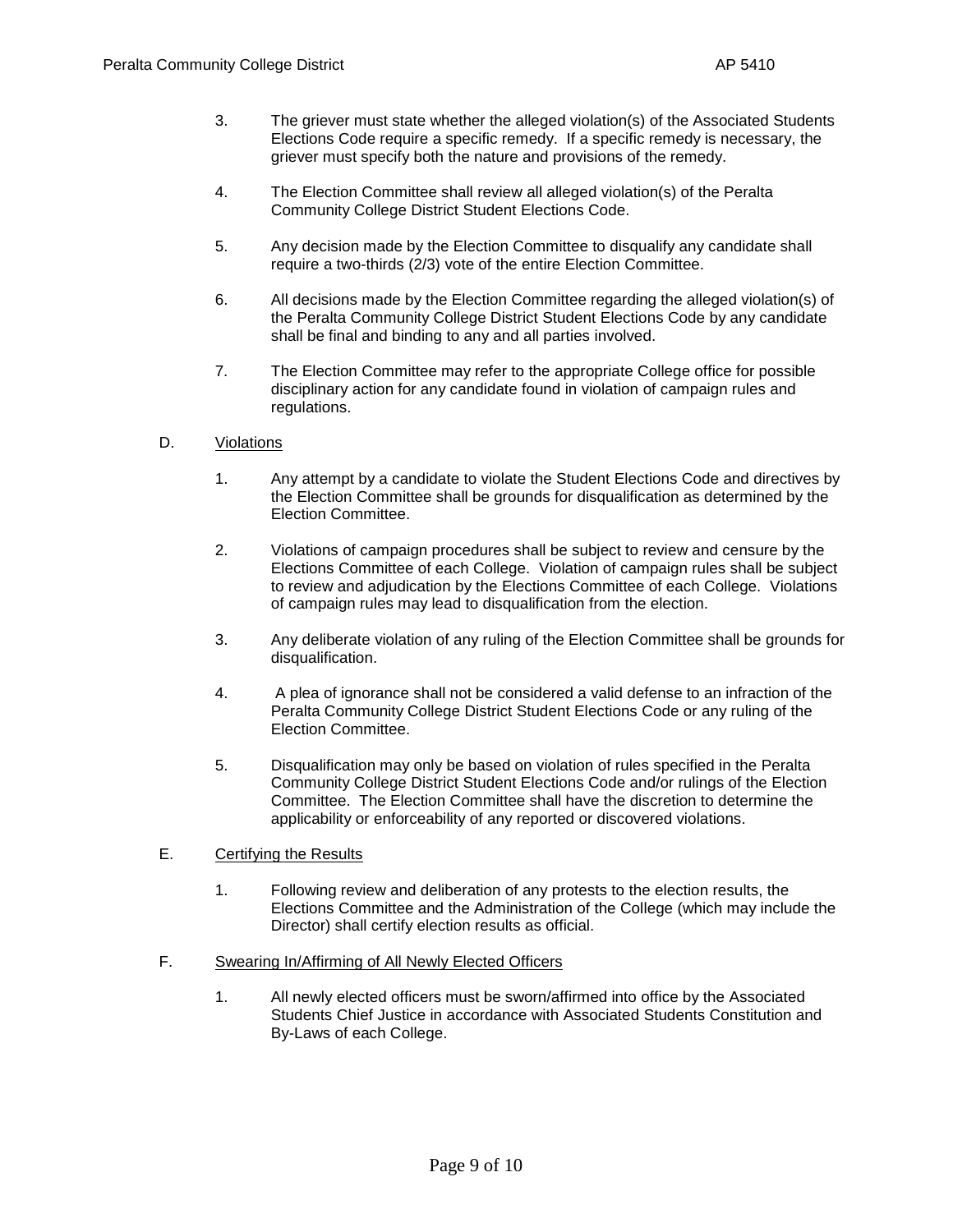3. The griever must state whether the alleged violation(s) of the Associated Students Elections Code require a specific remedy. If a specific remedy is necessary, the griever must specify both the nature and provisions of the remedy.

4. The Election Committee shall review all alleged violation(s) of the Peralta Community College District Student Elections Code.

5. Any decision made by the Election Committee to disqualify any candidate shall require a two-thirds (2/3) vote of the entire Election Committee.

6. All decisions made by the Election Committee regarding the alleged violation(s) of the Peralta Community College District Student Elections Code by any candidate shall be final and binding to any and all parties involved.

7. The Election Committee may refer to the appropriate College office for possible disciplinary action for any candidate found in violation of campaign rules and regulations.

D. Violations

1. Any attempt by a candidate to violate the Student Elections Code and directives by the Election Committee shall be grounds for disqualification as determined by the Election Committee.

2. Violations of campaign procedures shall be subject to review and censure by the Elections Committee of each College. Violation of campaign rules shall be subject to review and adjudication by the Elections Committee of each College. Violations of campaign rules may lead to disqualification from the election.

3. Any deliberate violation of any ruling of the Election Committee shall be grounds for disqualification.

4. A plea of ignorance shall not be considered a valid defense to an infraction of the Peralta Community College District Student Elections Code or any ruling of the Election Committee.

5. Disqualification may only be based on violation of rules specified in the Peralta Community College District Student Elections Code and/or rulings of the Election Committee. The Election Committee shall have the discretion to determine the applicability or enforceability of any reported or discovered violations.

E. Certifying the Results

1. Following review and deliberation of any protests to the election results, the Elections Committee and the Administration of the College (which may include the Director) shall certify election results as official.

F. Swearing In/Affirming of All Newly Elected Officers

1. All newly elected officers must be sworn/affirmed into office by the Associated Students Chief Justice in accordance with Associated Students Constitution and By-Laws of each College.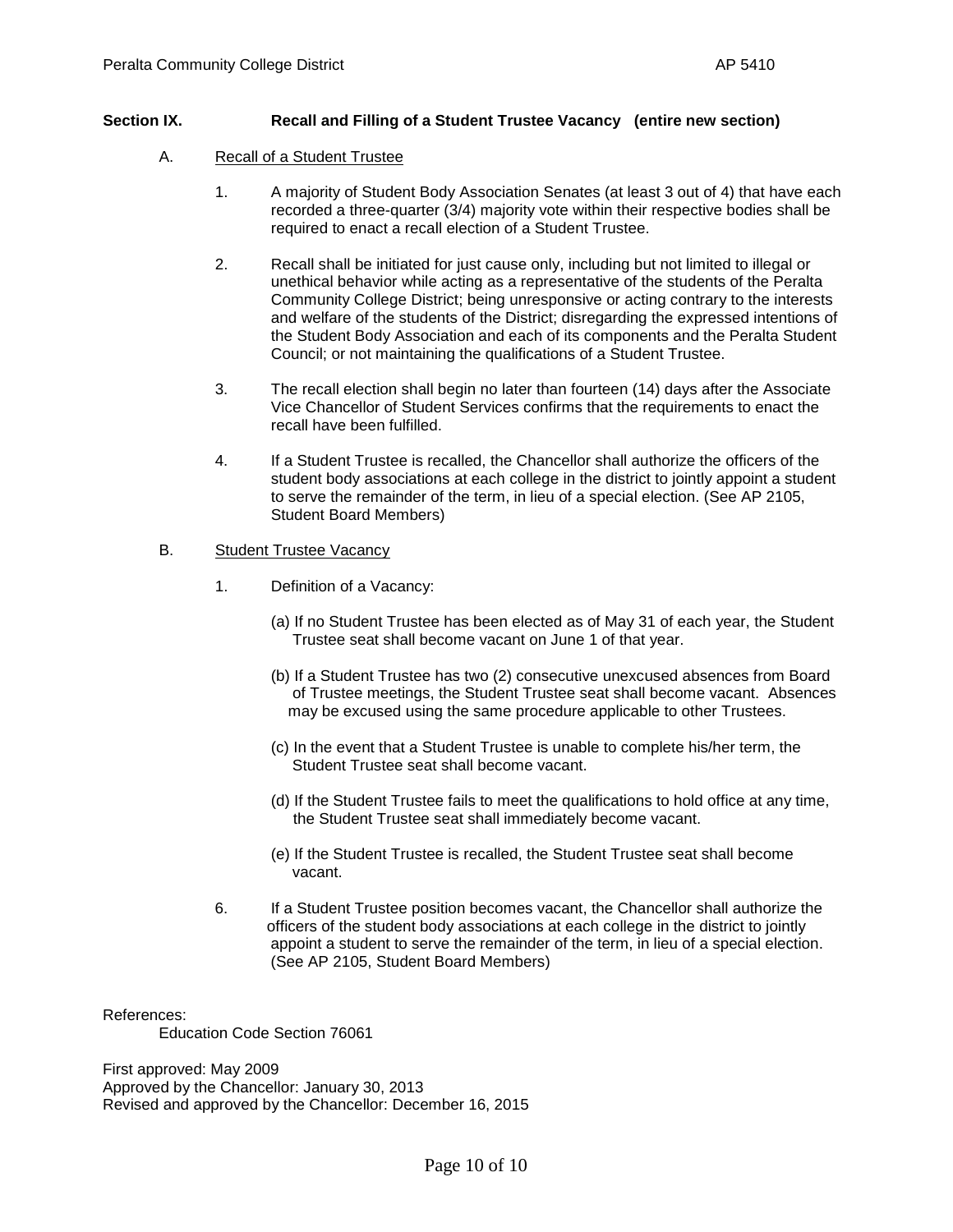## Section IX. Recall and Filling of a Student Trustee Vacancy (entire new section)

A. Recall of a Student Trustee

1. A majority of Student Body Association Senates (at least 3 out of 4) that have each recorded a three-quarter (3/4) majority vote within their respective bodies shall be required to enact a recall election of a Student Trustee.

2. Recall shall be initiated for just cause only, including but not limited to illegal or unethical behavior while acting as a representative of the students of the Peralta Community College District; being unresponsive or acting contrary to the interests and welfare of the students of the District; disregarding the expressed intentions of the Student Body Association and each of its components and the Peralta Student Council; or not maintaining the qualifications of a Student Trustee.

3. The recall election shall begin no later than fourteen (14) days after the Associate Vice Chancellor of Student Services confirms that the requirements to enact the recall have been fulfilled.

4. If a Student Trustee is recalled, the Chancellor shall authorize the officers of the student body associations at each college in the district to jointly appoint a student to serve the remainder of the term, in lieu of a special election. (See AP 2105, Student Board Members)

B. Student Trustee Vacancy

1. Definition of a Vacancy:

   (a) If no Student Trustee has been elected as of May 31 of each year, the Student Trustee seat shall become vacant on June 1 of that year.

   (b) If a Student Trustee has two (2) consecutive unexcused absences from Board of Trustee meetings, the Student Trustee seat shall become vacant. Absences may be excused using the same procedure applicable to other Trustees.

   (c) In the event that a Student Trustee is unable to complete his/her term, the Student Trustee seat shall become vacant.

   (d) If the Student Trustee fails to meet the qualifications to hold office at any time, the Student Trustee seat shall immediately become vacant.

   (e) If the Student Trustee is recalled, the Student Trustee seat shall become vacant.

6. If a Student Trustee position becomes vacant, the Chancellor shall authorize the officers of the student body associations at each college in the district to jointly appoint a student to serve the remainder of the term, in lieu of a special election. (See AP 2105, Student Board Members)

References:
Education Code Section 76061

First approved: May 2009
Approved by the Chancellor: January 30, 2013
Revised and approved by the Chancellor: December 16, 2015